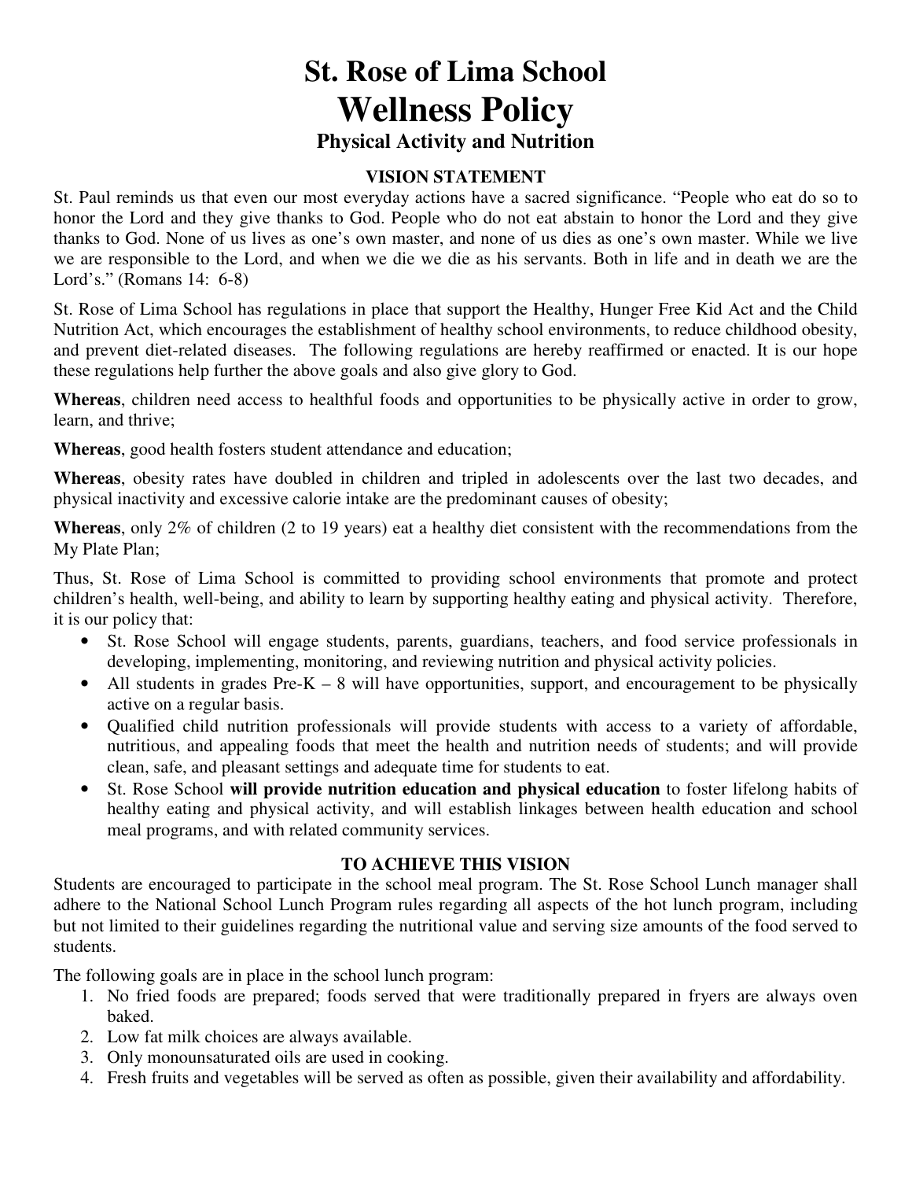# St. Rose of Lima School

# Wellness Policy

### Physical Activity and Nutrition

#### VISION STATEMENT

St. Paul reminds us that even our most everyday actions have a sacred significance. "People who eat do so to honor the Lord and they give thanks to God. People who do not eat abstain to honor the Lord and they give thanks to God. None of us lives as one's own master, and none of us dies as one's own master. While we live we are responsible to the Lord, and when we die we die as his servants. Both in life and in death we are the Lord's." (Romans 14: 6-8)

St. Rose of Lima School has regulations in place that support the Healthy, Hunger Free Kid Act and the Child Nutrition Act, which encourages the establishment of healthy school environments, to reduce childhood obesity, and prevent diet-related diseases. The following regulations are hereby reaffirmed or enacted. It is our hope these regulations help further the above goals and also give glory to God.

**Whereas**, children need access to healthful foods and opportunities to be physically active in order to grow, learn, and thrive;

**Whereas**, good health fosters student attendance and education;

**Whereas**, obesity rates have doubled in children and tripled in adolescents over the last two decades, and physical inactivity and excessive calorie intake are the predominant causes of obesity;

**Whereas**, only 2% of children (2 to 19 years) eat a healthy diet consistent with the recommendations from the My Plate Plan;

Thus, St. Rose of Lima School is committed to providing school environments that promote and protect children's health, well-being, and ability to learn by supporting healthy eating and physical activity. Therefore, it is our policy that:

- St. Rose School will engage students, parents, guardians, teachers, and food service professionals in developing, implementing, monitoring, and reviewing nutrition and physical activity policies.
- All students in grades Pre-K – 8 will have opportunities, support, and encouragement to be physically active on a regular basis.
- Qualified child nutrition professionals will provide students with access to a variety of affordable, nutritious, and appealing foods that meet the health and nutrition needs of students; and will provide clean, safe, and pleasant settings and adequate time for students to eat.
- St. Rose School **will provide nutrition education and physical education** to foster lifelong habits of healthy eating and physical activity, and will establish linkages between health education and school meal programs, and with related community services.

#### TO ACHIEVE THIS VISION

Students are encouraged to participate in the school meal program. The St. Rose School Lunch manager shall adhere to the National School Lunch Program rules regarding all aspects of the hot lunch program, including but not limited to their guidelines regarding the nutritional value and serving size amounts of the food served to students.

The following goals are in place in the school lunch program:

1. No fried foods are prepared; foods served that were traditionally prepared in fryers are always oven baked.
2. Low fat milk choices are always available.
3. Only monounsaturated oils are used in cooking.
4. Fresh fruits and vegetables will be served as often as possible, given their availability and affordability.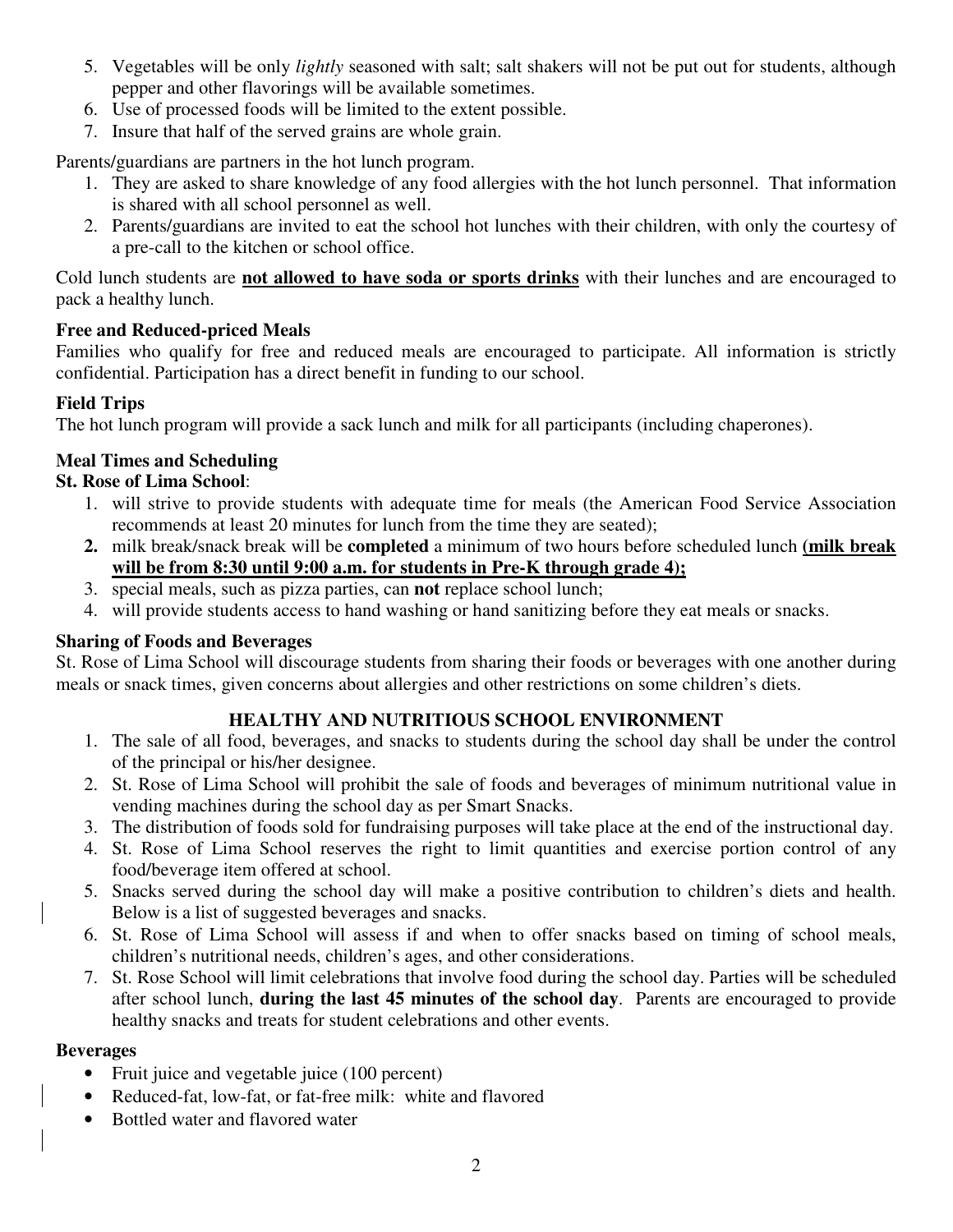5. Vegetables will be only *lightly* seasoned with salt; salt shakers will not be put out for students, although pepper and other flavorings will be available sometimes.
6. Use of processed foods will be limited to the extent possible.
7. Insure that half of the served grains are whole grain.

Parents/guardians are partners in the hot lunch program.

1. They are asked to share knowledge of any food allergies with the hot lunch personnel. That information is shared with all school personnel as well.
2. Parents/guardians are invited to eat the school hot lunches with their children, with only the courtesy of a pre-call to the kitchen or school office.

Cold lunch students are **not allowed to have soda or sports drinks** with their lunches and are encouraged to pack a healthy lunch.

**Free and Reduced-priced Meals**

Families who qualify for free and reduced meals are encouraged to participate. All information is strictly confidential. Participation has a direct benefit in funding to our school.

**Field Trips**

The hot lunch program will provide a sack lunch and milk for all participants (including chaperones).

**Meal Times and Scheduling**

**St. Rose of Lima School**:

1. will strive to provide students with adequate time for meals (the American Food Service Association recommends at least 20 minutes for lunch from the time they are seated);
2. milk break/snack break will be **completed** a minimum of two hours before scheduled lunch **(milk break will be from 8:30 until 9:00 a.m. for students in Pre-K through grade 4);**
3. special meals, such as pizza parties, can **not** replace school lunch;
4. will provide students access to hand washing or hand sanitizing before they eat meals or snacks.

**Sharing of Foods and Beverages**

St. Rose of Lima School will discourage students from sharing their foods or beverages with one another during meals or snack times, given concerns about allergies and other restrictions on some children's diets.

## HEALTHY AND NUTRITIOUS SCHOOL ENVIRONMENT

1. The sale of all food, beverages, and snacks to students during the school day shall be under the control of the principal or his/her designee.
2. St. Rose of Lima School will prohibit the sale of foods and beverages of minimum nutritional value in vending machines during the school day as per Smart Snacks.
3. The distribution of foods sold for fundraising purposes will take place at the end of the instructional day.
4. St. Rose of Lima School reserves the right to limit quantities and exercise portion control of any food/beverage item offered at school.
5. Snacks served during the school day will make a positive contribution to children's diets and health. Below is a list of suggested beverages and snacks.
6. St. Rose of Lima School will assess if and when to offer snacks based on timing of school meals, children's nutritional needs, children's ages, and other considerations.
7. St. Rose School will limit celebrations that involve food during the school day. Parties will be scheduled after school lunch, **during the last 45 minutes of the school day**. Parents are encouraged to provide healthy snacks and treats for student celebrations and other events.

**Beverages**

- Fruit juice and vegetable juice (100 percent)
- Reduced-fat, low-fat, or fat-free milk: white and flavored
- Bottled water and flavored water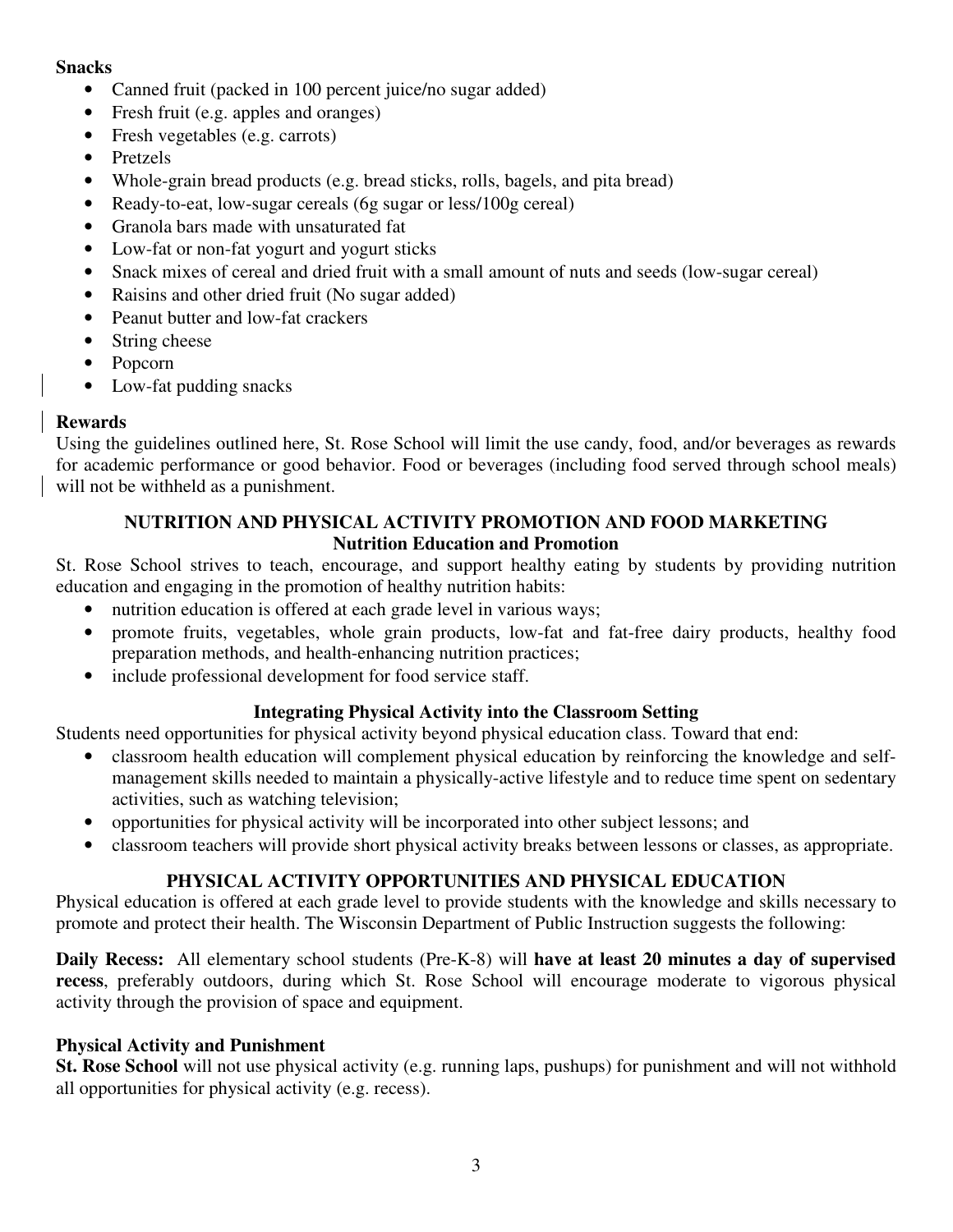**Snacks**

- Canned fruit (packed in 100 percent juice/no sugar added)
- Fresh fruit (e.g. apples and oranges)
- Fresh vegetables (e.g. carrots)
- Pretzels
- Whole-grain bread products (e.g. bread sticks, rolls, bagels, and pita bread)
- Ready-to-eat, low-sugar cereals (6g sugar or less/100g cereal)
- Granola bars made with unsaturated fat
- Low-fat or non-fat yogurt and yogurt sticks
- Snack mixes of cereal and dried fruit with a small amount of nuts and seeds (low-sugar cereal)
- Raisins and other dried fruit (No sugar added)
- Peanut butter and low-fat crackers
- String cheese
- Popcorn
- Low-fat pudding snacks

**Rewards**

Using the guidelines outlined here, St. Rose School will limit the use candy, food, and/or beverages as rewards for academic performance or good behavior. Food or beverages (including food served through school meals) will not be withheld as a punishment.

## NUTRITION AND PHYSICAL ACTIVITY PROMOTION AND FOOD MARKETING

### Nutrition Education and Promotion

St. Rose School strives to teach, encourage, and support healthy eating by students by providing nutrition education and engaging in the promotion of healthy nutrition habits:

- nutrition education is offered at each grade level in various ways;
- promote fruits, vegetables, whole grain products, low-fat and fat-free dairy products, healthy food preparation methods, and health-enhancing nutrition practices;
- include professional development for food service staff.

### Integrating Physical Activity into the Classroom Setting

Students need opportunities for physical activity beyond physical education class. Toward that end:

- classroom health education will complement physical education by reinforcing the knowledge and self-management skills needed to maintain a physically-active lifestyle and to reduce time spent on sedentary activities, such as watching television;
- opportunities for physical activity will be incorporated into other subject lessons; and
- classroom teachers will provide short physical activity breaks between lessons or classes, as appropriate.

## PHYSICAL ACTIVITY OPPORTUNITIES AND PHYSICAL EDUCATION

Physical education is offered at each grade level to provide students with the knowledge and skills necessary to promote and protect their health. The Wisconsin Department of Public Instruction suggests the following:

**Daily Recess:** All elementary school students (Pre-K-8) will **have at least 20 minutes a day of supervised recess**, preferably outdoors, during which St. Rose School will encourage moderate to vigorous physical activity through the provision of space and equipment.

**Physical Activity and Punishment**

**St. Rose School** will not use physical activity (e.g. running laps, pushups) for punishment and will not withhold all opportunities for physical activity (e.g. recess).